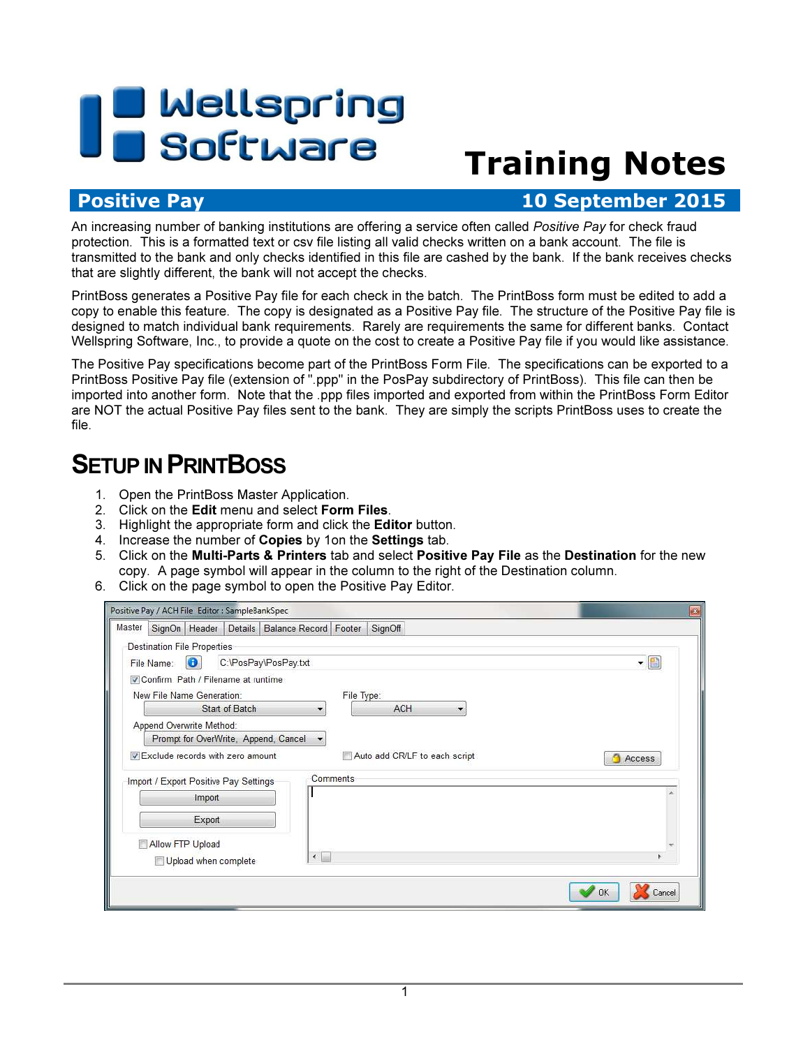# Wellspring Software

# Training Notes

## Positive Pay — 10 September 2015

An increasing number of banking institutions are offering a service often called *Positive Pay* for check fraud protection. This is a formatted text or csv file listing all valid checks written on a bank account. The file is transmitted to the bank and only checks identified in this file are cashed by the bank. If the bank receives checks that are slightly different, the bank will not accept the checks.

PrintBoss generates a Positive Pay file for each check in the batch. The PrintBoss form must be edited to add a copy to enable this feature. The copy is designated as a Positive Pay file. The structure of the Positive Pay file is designed to match individual bank requirements. Rarely are requirements the same for different banks. Contact Wellspring Software, Inc., to provide a quote on the cost to create a Positive Pay file if you would like assistance.

The Positive Pay specifications become part of the PrintBoss Form File. The specifications can be exported to a PrintBoss Positive Pay file (extension of ".ppp" in the PosPay subdirectory of PrintBoss). This file can then be imported into another form. Note that the .ppp files imported and exported from within the PrintBoss Form Editor are NOT the actual Positive Pay files sent to the bank. They are simply the scripts PrintBoss uses to create the file.

## Setup in PrintBoss

1. Open the PrintBoss Master Application.
2. Click on the **Edit** menu and select **Form Files**.
3. Highlight the appropriate form and click the **Editor** button.
4. Increase the number of **Copies** by 1on the **Settings** tab.
5. Click on the **Multi-Parts & Printers** tab and select **Positive Pay File** as the **Destination** for the new copy. A page symbol will appear in the column to the right of the Destination column.
6. Click on the page symbol to open the Positive Pay Editor.

Positive Pay / ACH File Editor : SampleBankSpec

Master | SignOn | Header | Details | Balance Record | Footer | SignOff

Destination File Properties

File Name: C:\PosPay\PosPay.txt

☑ Confirm Path / Filename at runtime

New File Name Generation: Start of Batch

File Type: ACH

Append Overwrite Method: Prompt for OverWrite, Append, Cancel

☑ Exclude records with zero amount

☐ Auto add CR/LF to each script

Access

Import / Export Positive Pay Settings

Import

Export

Comments

☐ Allow FTP Upload

☐ Upload when complete

OK Cancel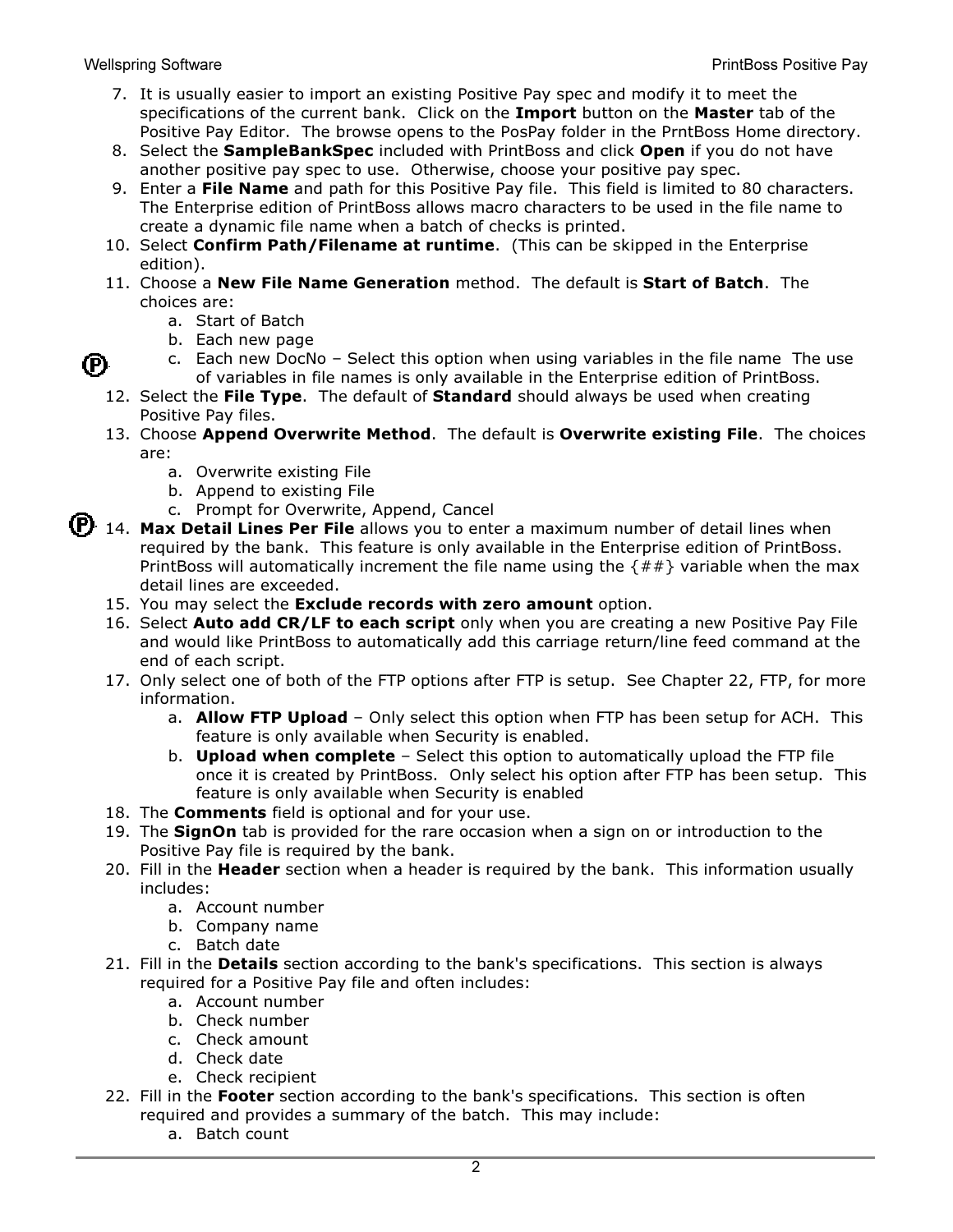7. It is usually easier to import an existing Positive Pay spec and modify it to meet the specifications of the current bank. Click on the **Import** button on the **Master** tab of the Positive Pay Editor. The browse opens to the PosPay folder in the PrntBoss Home directory.
8. Select the **SampleBankSpec** included with PrintBoss and click **Open** if you do not have another positive pay spec to use. Otherwise, choose your positive pay spec.
9. Enter a **File Name** and path for this Positive Pay file. This field is limited to 80 characters. The Enterprise edition of PrintBoss allows macro characters to be used in the file name to create a dynamic file name when a batch of checks is printed.
10. Select **Confirm Path/Filename at runtime**. (This can be skipped in the Enterprise edition).
11. Choose a **New File Name Generation** method. The default is **Start of Batch**. The choices are:
    a. Start of Batch
    b. Each new page
    c. Each new DocNo – Select this option when using variables in the file name The use of variables in file names is only available in the Enterprise edition of PrintBoss.
12. Select the **File Type**. The default of **Standard** should always be used when creating Positive Pay files.
13. Choose **Append Overwrite Method**. The default is **Overwrite existing File**. The choices are:
    a. Overwrite existing File
    b. Append to existing File
    c. Prompt for Overwrite, Append, Cancel
14. **Max Detail Lines Per File** allows you to enter a maximum number of detail lines when required by the bank. This feature is only available in the Enterprise edition of PrintBoss. PrintBoss will automatically increment the file name using the {##} variable when the max detail lines are exceeded.
15. You may select the **Exclude records with zero amount** option.
16. Select **Auto add CR/LF to each script** only when you are creating a new Positive Pay File and would like PrintBoss to automatically add this carriage return/line feed command at the end of each script.
17. Only select one of both of the FTP options after FTP is setup. See Chapter 22, FTP, for more information.
    a. **Allow FTP Upload** – Only select this option when FTP has been setup for ACH. This feature is only available when Security is enabled.
    b. **Upload when complete** – Select this option to automatically upload the FTP file once it is created by PrintBoss. Only select his option after FTP has been setup. This feature is only available when Security is enabled
18. The **Comments** field is optional and for your use.
19. The **SignOn** tab is provided for the rare occasion when a sign on or introduction to the Positive Pay file is required by the bank.
20. Fill in the **Header** section when a header is required by the bank. This information usually includes:
    a. Account number
    b. Company name
    c. Batch date
21. Fill in the **Details** section according to the bank's specifications. This section is always required for a Positive Pay file and often includes:
    a. Account number
    b. Check number
    c. Check amount
    d. Check date
    e. Check recipient
22. Fill in the **Footer** section according to the bank's specifications. This section is often required and provides a summary of the batch. This may include:
    a. Batch count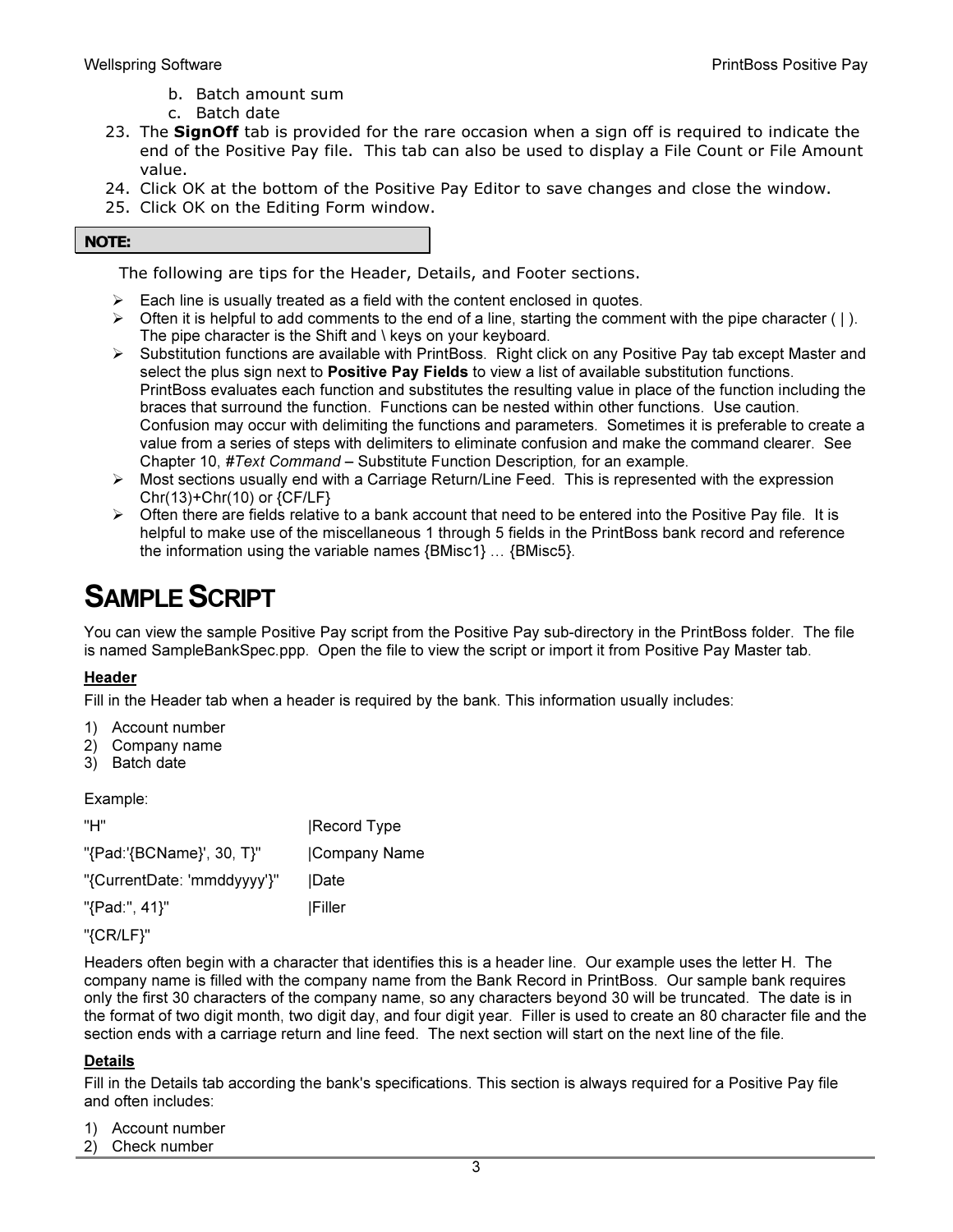b. Batch amount sum
   c. Batch date
23. The **SignOff** tab is provided for the rare occasion when a sign off is required to indicate the end of the Positive Pay file. This tab can also be used to display a File Count or File Amount value.
24. Click OK at the bottom of the Positive Pay Editor to save changes and close the window.
25. Click OK on the Editing Form window.

**NOTE:**

The following are tips for the Header, Details, and Footer sections.

- Each line is usually treated as a field with the content enclosed in quotes.
- Often it is helpful to add comments to the end of a line, starting the comment with the pipe character ( | ). The pipe character is the Shift and \ keys on your keyboard.
- Substitution functions are available with PrintBoss. Right click on any Positive Pay tab except Master and select the plus sign next to **Positive Pay Fields** to view a list of available substitution functions. PrintBoss evaluates each function and substitutes the resulting value in place of the function including the braces that surround the function. Functions can be nested within other functions. Use caution. Confusion may occur with delimiting the functions and parameters. Sometimes it is preferable to create a value from a series of steps with delimiters to eliminate confusion and make the command clearer. See Chapter 10, #*Text Command* – Substitute Function Description, for an example.
- Most sections usually end with a Carriage Return/Line Feed. This is represented with the expression Chr(13)+Chr(10) or {CF/LF}
- Often there are fields relative to a bank account that need to be entered into the Positive Pay file. It is helpful to make use of the miscellaneous 1 through 5 fields in the PrintBoss bank record and reference the information using the variable names {BMisc1} … {BMisc5}.

# SAMPLE SCRIPT

You can view the sample Positive Pay script from the Positive Pay sub-directory in the PrintBoss folder. The file is named SampleBankSpec.ppp. Open the file to view the script or import it from Positive Pay Master tab.

**Header**

Fill in the Header tab when a header is required by the bank. This information usually includes:

1) Account number
2) Company name
3) Batch date

Example:

```
"H"                           |Record Type
"{Pad:'{BCName}', 30, T}"     |Company Name
"{CurrentDate: 'mmddyyyy'}"   |Date
"{Pad:'', 41}"                |Filler
"{CR/LF}"
```

Headers often begin with a character that identifies this is a header line. Our example uses the letter H. The company name is filled with the company name from the Bank Record in PrintBoss. Our sample bank requires only the first 30 characters of the company name, so any characters beyond 30 will be truncated. The date is in the format of two digit month, two digit day, and four digit year. Filler is used to create an 80 character file and the section ends with a carriage return and line feed. The next section will start on the next line of the file.

**Details**

Fill in the Details tab according the bank's specifications. This section is always required for a Positive Pay file and often includes:

1) Account number
2) Check number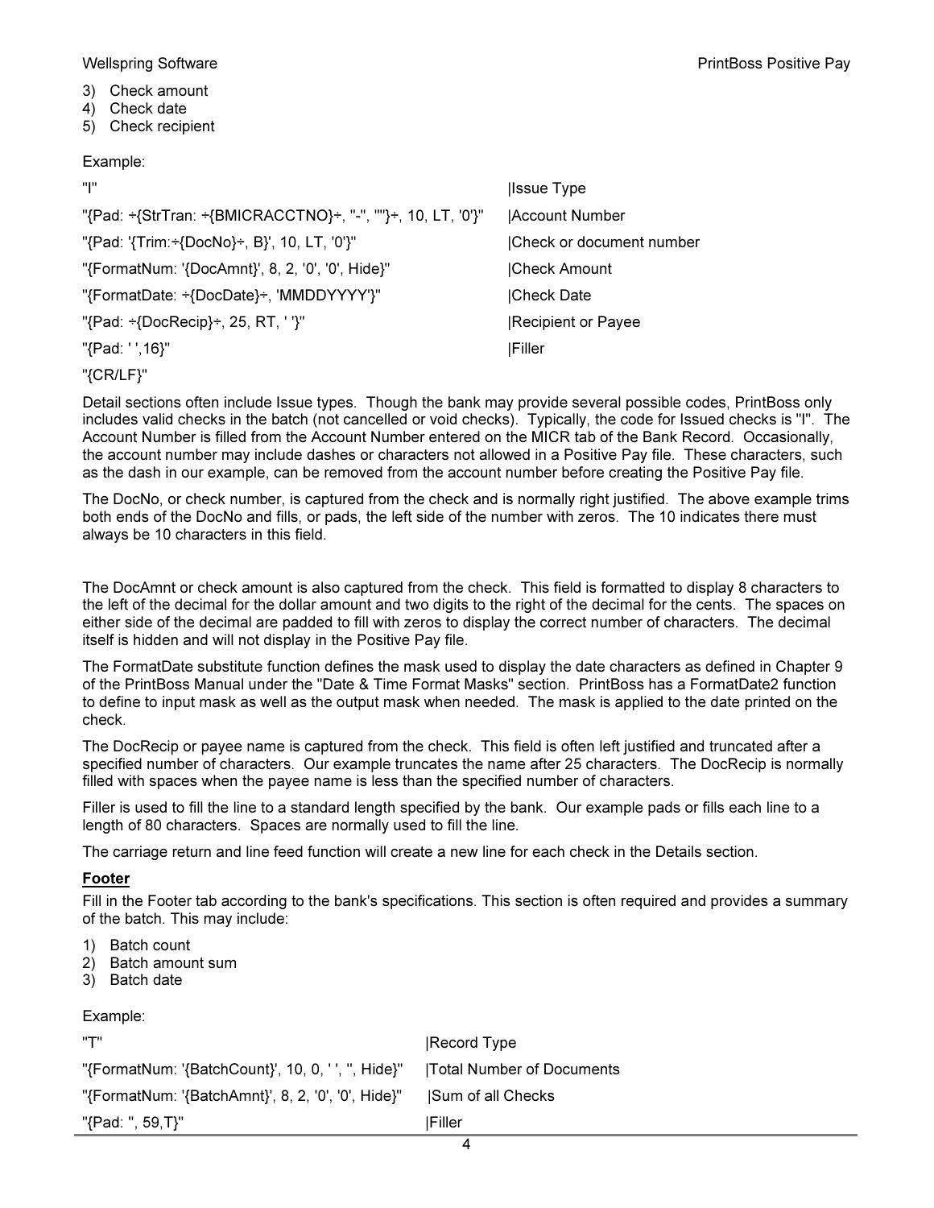3) Check amount
4) Check date
5) Check recipient

Example:

```
"I"                                                      |Issue Type
"{Pad: ÷{StrTran: ÷{BMICRACCTNO}÷, "-", ""}÷, 10, LT, '0'}"  |Account Number
"{Pad: '{Trim:÷{DocNo}÷, B}', 10, LT, '0'}"               |Check or document number
"{FormatNum: '{DocAmnt}', 8, 2, '0', '0', Hide}"          |Check Amount
"{FormatDate: ÷{DocDate}÷, 'MMDDYYYY'}"                   |Check Date
"{Pad: ÷{DocRecip}÷, 25, RT, ' '}"                        |Recipient or Payee
"{Pad: ' ',16}"                                           |Filler
"{CR/LF}"
```

Detail sections often include Issue types. Though the bank may provide several possible codes, PrintBoss only includes valid checks in the batch (not cancelled or void checks). Typically, the code for Issued checks is "I". The Account Number is filled from the Account Number entered on the MICR tab of the Bank Record. Occasionally, the account number may include dashes or characters not allowed in a Positive Pay file. These characters, such as the dash in our example, can be removed from the account number before creating the Positive Pay file.

The DocNo, or check number, is captured from the check and is normally right justified. The above example trims both ends of the DocNo and fills, or pads, the left side of the number with zeros. The 10 indicates there must always be 10 characters in this field.

The DocAmnt or check amount is also captured from the check. This field is formatted to display 8 characters to the left of the decimal for the dollar amount and two digits to the right of the decimal for the cents. The spaces on either side of the decimal are padded to fill with zeros to display the correct number of characters. The decimal itself is hidden and will not display in the Positive Pay file.

The FormatDate substitute function defines the mask used to display the date characters as defined in Chapter 9 of the PrintBoss Manual under the "Date & Time Format Masks" section. PrintBoss has a FormatDate2 function to define to input mask as well as the output mask when needed. The mask is applied to the date printed on the check.

The DocRecip or payee name is captured from the check. This field is often left justified and truncated after a specified number of characters. Our example truncates the name after 25 characters. The DocRecip is normally filled with spaces when the payee name is less than the specified number of characters.

Filler is used to fill the line to a standard length specified by the bank. Our example pads or fills each line to a length of 80 characters. Spaces are normally used to fill the line.

The carriage return and line feed function will create a new line for each check in the Details section.

**Footer**

Fill in the Footer tab according to the bank's specifications. This section is often required and provides a summary of the batch. This may include:

1) Batch count
2) Batch amount sum
3) Batch date

Example:

```
"T"                                                  |Record Type
"{FormatNum: '{BatchCount}', 10, 0, ' ', '', Hide}"  |Total Number of Documents
"{FormatNum: '{BatchAmnt}', 8, 2, '0', '0', Hide}"   |Sum of all Checks
"{Pad: '', 59,T}"                                    |Filler
```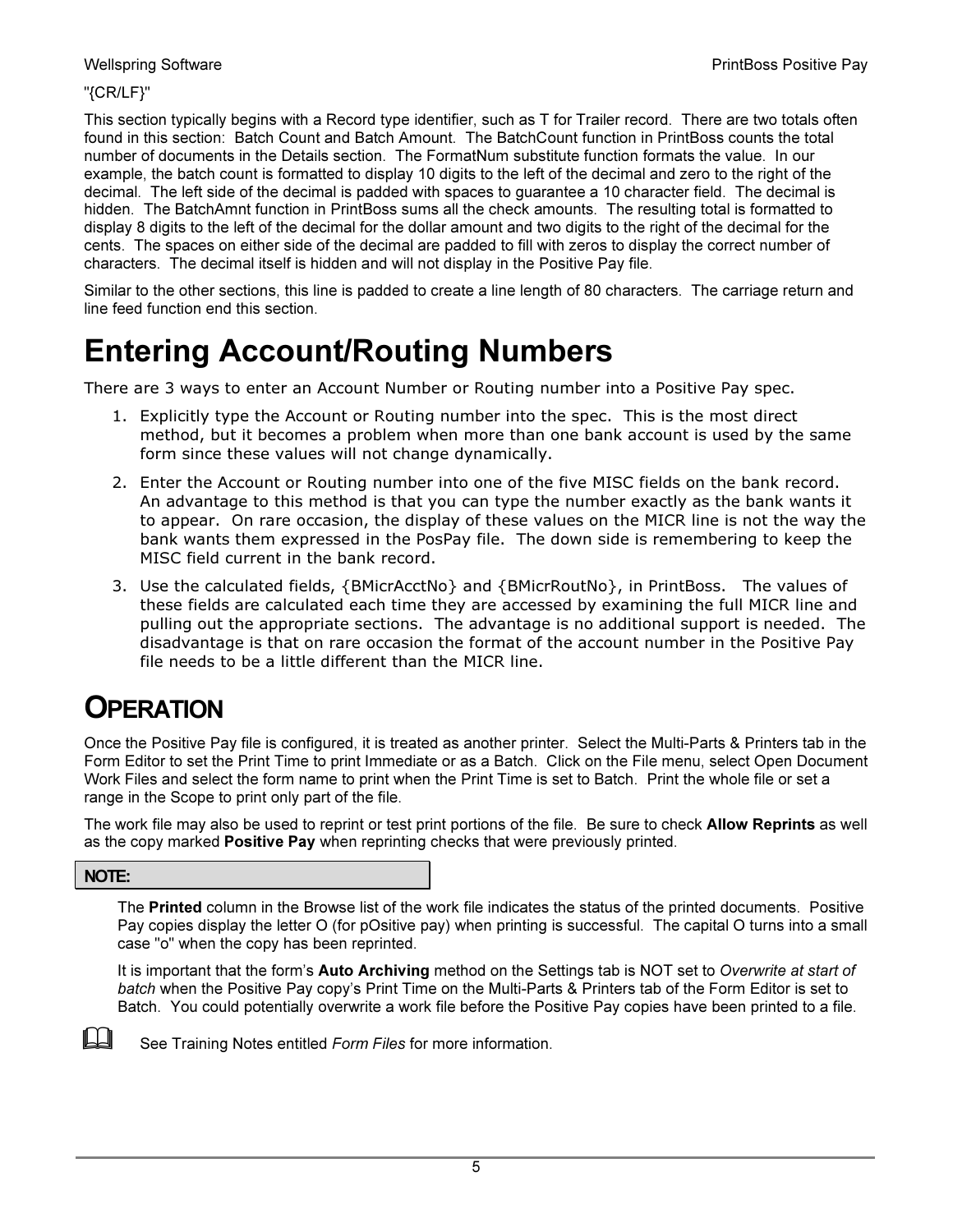"{CR/LF}"

This section typically begins with a Record type identifier, such as T for Trailer record. There are two totals often found in this section: Batch Count and Batch Amount. The BatchCount function in PrintBoss counts the total number of documents in the Details section. The FormatNum substitute function formats the value. In our example, the batch count is formatted to display 10 digits to the left of the decimal and zero to the right of the decimal. The left side of the decimal is padded with spaces to guarantee a 10 character field. The decimal is hidden. The BatchAmnt function in PrintBoss sums all the check amounts. The resulting total is formatted to display 8 digits to the left of the decimal for the dollar amount and two digits to the right of the decimal for the cents. The spaces on either side of the decimal are padded to fill with zeros to display the correct number of characters. The decimal itself is hidden and will not display in the Positive Pay file.

Similar to the other sections, this line is padded to create a line length of 80 characters. The carriage return and line feed function end this section.

# Entering Account/Routing Numbers

There are 3 ways to enter an Account Number or Routing number into a Positive Pay spec.

1. Explicitly type the Account or Routing number into the spec. This is the most direct method, but it becomes a problem when more than one bank account is used by the same form since these values will not change dynamically.
2. Enter the Account or Routing number into one of the five MISC fields on the bank record. An advantage to this method is that you can type the number exactly as the bank wants it to appear. On rare occasion, the display of these values on the MICR line is not the way the bank wants them expressed in the PosPay file. The down side is remembering to keep the MISC field current in the bank record.
3. Use the calculated fields, {BMicrAcctNo} and {BMicrRoutNo}, in PrintBoss. The values of these fields are calculated each time they are accessed by examining the full MICR line and pulling out the appropriate sections. The advantage is no additional support is needed. The disadvantage is that on rare occasion the format of the account number in the Positive Pay file needs to be a little different than the MICR line.

## OPERATION

Once the Positive Pay file is configured, it is treated as another printer. Select the Multi-Parts & Printers tab in the Form Editor to set the Print Time to print Immediate or as a Batch. Click on the File menu, select Open Document Work Files and select the form name to print when the Print Time is set to Batch. Print the whole file or set a range in the Scope to print only part of the file.

The work file may also be used to reprint or test print portions of the file. Be sure to check **Allow Reprints** as well as the copy marked **Positive Pay** when reprinting checks that were previously printed.

**NOTE:**

The **Printed** column in the Browse list of the work file indicates the status of the printed documents. Positive Pay copies display the letter O (for pOsitive pay) when printing is successful. The capital O turns into a small case "o" when the copy has been reprinted.

It is important that the form's **Auto Archiving** method on the Settings tab is NOT set to *Overwrite at start of batch* when the Positive Pay copy's Print Time on the Multi-Parts & Printers tab of the Form Editor is set to Batch. You could potentially overwrite a work file before the Positive Pay copies have been printed to a file.

See Training Notes entitled *Form Files* for more information.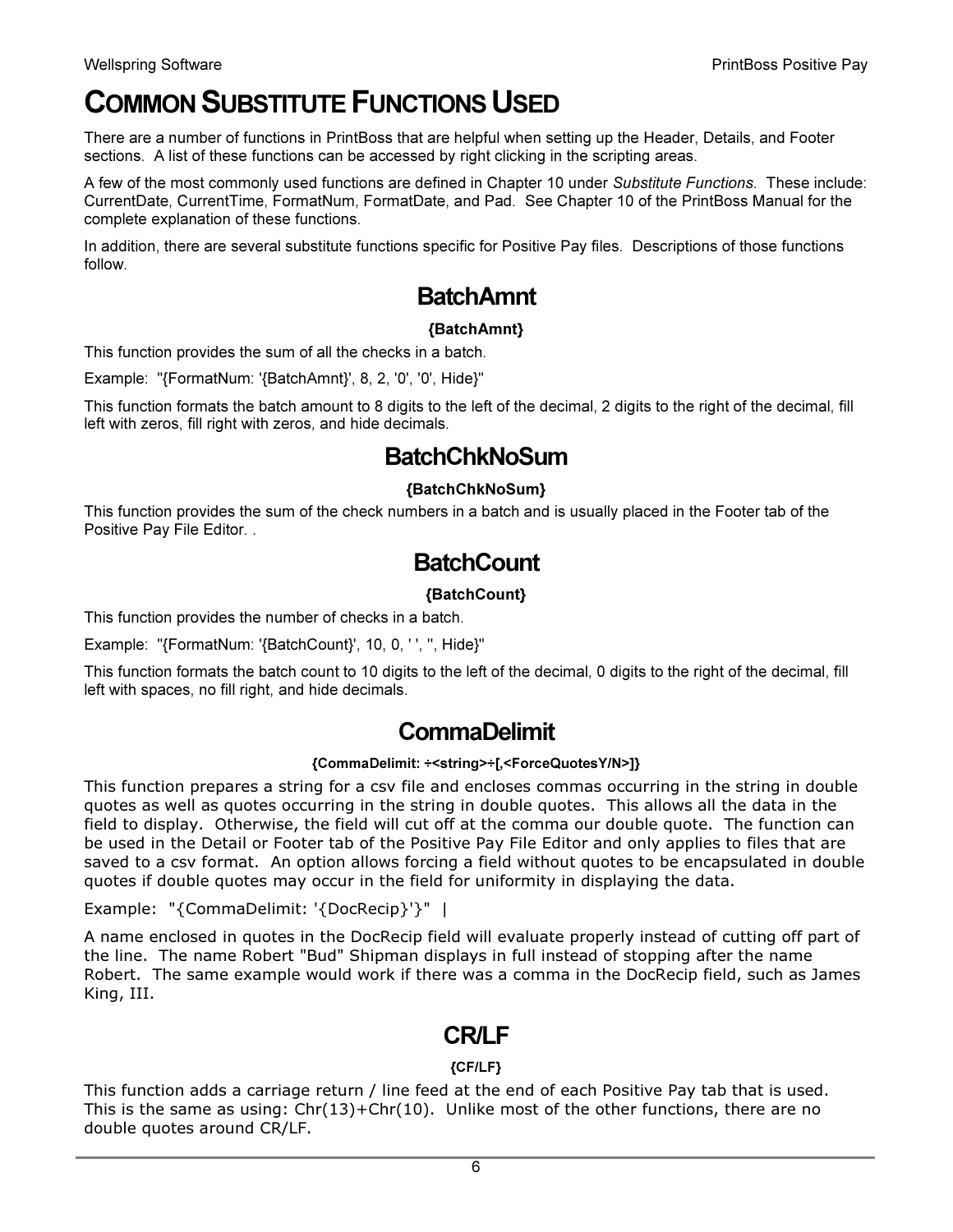# COMMON SUBSTITUTE FUNCTIONS USED

There are a number of functions in PrintBoss that are helpful when setting up the Header, Details, and Footer sections. A list of these functions can be accessed by right clicking in the scripting areas.

A few of the most commonly used functions are defined in Chapter 10 under *Substitute Functions*. These include: CurrentDate, CurrentTime, FormatNum, FormatDate, and Pad. See Chapter 10 of the PrintBoss Manual for the complete explanation of these functions.

In addition, there are several substitute functions specific for Positive Pay files. Descriptions of those functions follow.

## BatchAmnt

**{BatchAmnt}**

This function provides the sum of all the checks in a batch.

Example: "{FormatNum: '{BatchAmnt}', 8, 2, '0', '0', Hide}"

This function formats the batch amount to 8 digits to the left of the decimal, 2 digits to the right of the decimal, fill left with zeros, fill right with zeros, and hide decimals.

## BatchChkNoSum

**{BatchChkNoSum}**

This function provides the sum of the check numbers in a batch and is usually placed in the Footer tab of the Positive Pay File Editor. .

## BatchCount

**{BatchCount}**

This function provides the number of checks in a batch.

Example: "{FormatNum: '{BatchCount}', 10, 0, ' ', '', Hide}"

This function formats the batch count to 10 digits to the left of the decimal, 0 digits to the right of the decimal, fill left with spaces, no fill right, and hide decimals.

## CommaDelimit

**{CommaDelimit: ÷<string>÷[,<ForceQuotesY/N>]}**

This function prepares a string for a csv file and encloses commas occurring in the string in double quotes as well as quotes occurring in the string in double quotes. This allows all the data in the field to display. Otherwise, the field will cut off at the comma our double quote. The function can be used in the Detail or Footer tab of the Positive Pay File Editor and only applies to files that are saved to a csv format. An option allows forcing a field without quotes to be encapsulated in double quotes if double quotes may occur in the field for uniformity in displaying the data.

Example: "{CommaDelimit: '{DocRecip}'}" |

A name enclosed in quotes in the DocRecip field will evaluate properly instead of cutting off part of the line. The name Robert "Bud" Shipman displays in full instead of stopping after the name Robert. The same example would work if there was a comma in the DocRecip field, such as James King, III.

## CR/LF

**{CF/LF}**

This function adds a carriage return / line feed at the end of each Positive Pay tab that is used. This is the same as using: Chr(13)+Chr(10). Unlike most of the other functions, there are no double quotes around CR/LF.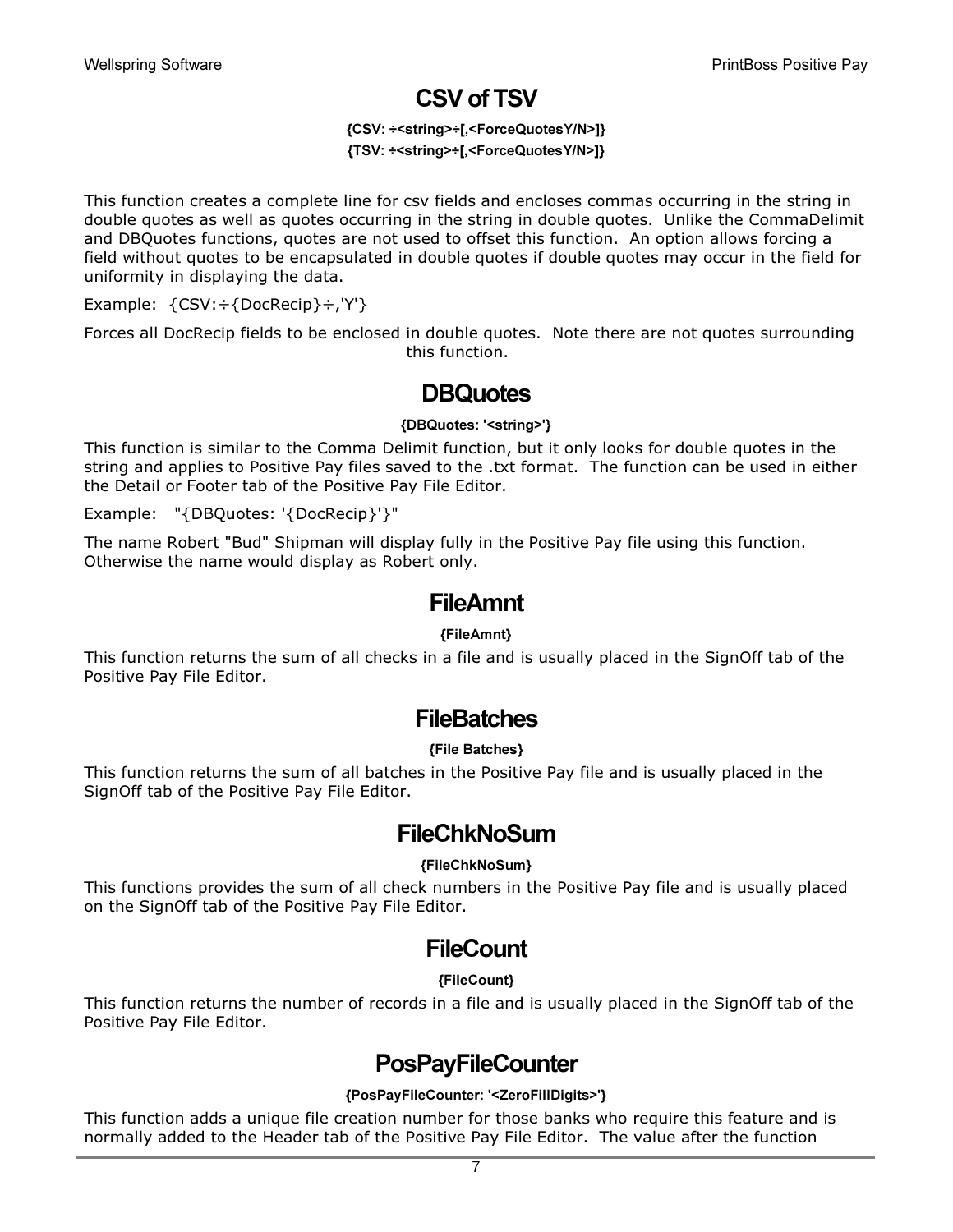## CSV of TSV

**{CSV: ÷<string>÷[,<ForceQuotesY/N>]}**

**{TSV: ÷<string>÷[,<ForceQuotesY/N>]}**

This function creates a complete line for csv fields and encloses commas occurring in the string in double quotes as well as quotes occurring in the string in double quotes. Unlike the CommaDelimit and DBQuotes functions, quotes are not used to offset this function. An option allows forcing a field without quotes to be encapsulated in double quotes if double quotes may occur in the field for uniformity in displaying the data.

Example: {CSV:÷{DocRecip}÷,'Y'}

Forces all DocRecip fields to be enclosed in double quotes. Note there are not quotes surrounding this function.

## DBQuotes

**{DBQuotes: '<string>'}**

This function is similar to the Comma Delimit function, but it only looks for double quotes in the string and applies to Positive Pay files saved to the .txt format. The function can be used in either the Detail or Footer tab of the Positive Pay File Editor.

Example: "{DBQuotes: '{DocRecip}'}"

The name Robert "Bud" Shipman will display fully in the Positive Pay file using this function. Otherwise the name would display as Robert only.

## FileAmnt

**{FileAmnt}**

This function returns the sum of all checks in a file and is usually placed in the SignOff tab of the Positive Pay File Editor.

## FileBatches

**{File Batches}**

This function returns the sum of all batches in the Positive Pay file and is usually placed in the SignOff tab of the Positive Pay File Editor.

## FileChkNoSum

**{FileChkNoSum}**

This functions provides the sum of all check numbers in the Positive Pay file and is usually placed on the SignOff tab of the Positive Pay File Editor.

## FileCount

**{FileCount}**

This function returns the number of records in a file and is usually placed in the SignOff tab of the Positive Pay File Editor.

## PosPayFileCounter

**{PosPayFileCounter: '<ZeroFillDigits>'}**

This function adds a unique file creation number for those banks who require this feature and is normally added to the Header tab of the Positive Pay File Editor. The value after the function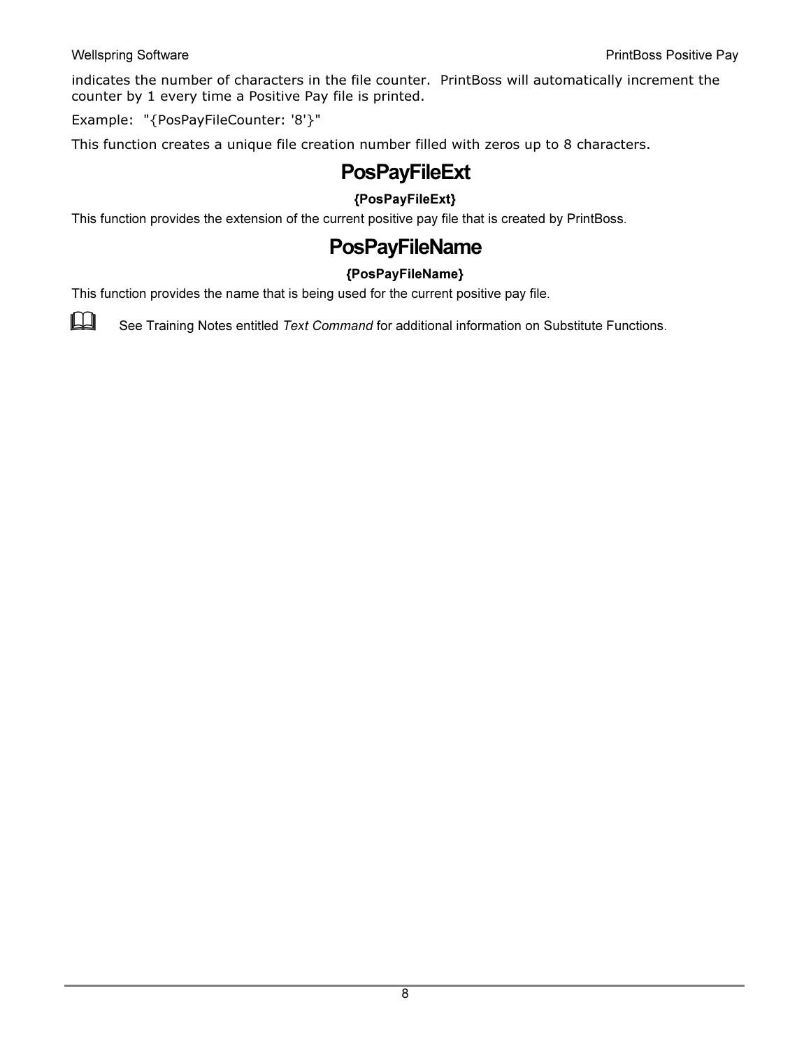indicates the number of characters in the file counter. PrintBoss will automatically increment the counter by 1 every time a Positive Pay file is printed.

Example: "{PosPayFileCounter: '8'}"

This function creates a unique file creation number filled with zeros up to 8 characters.

## PosPayFileExt

**{PosPayFileExt}**

This function provides the extension of the current positive pay file that is created by PrintBoss.

## PosPayFileName

**{PosPayFileName}**

This function provides the name that is being used for the current positive pay file.

See Training Notes entitled *Text Command* for additional information on Substitute Functions.